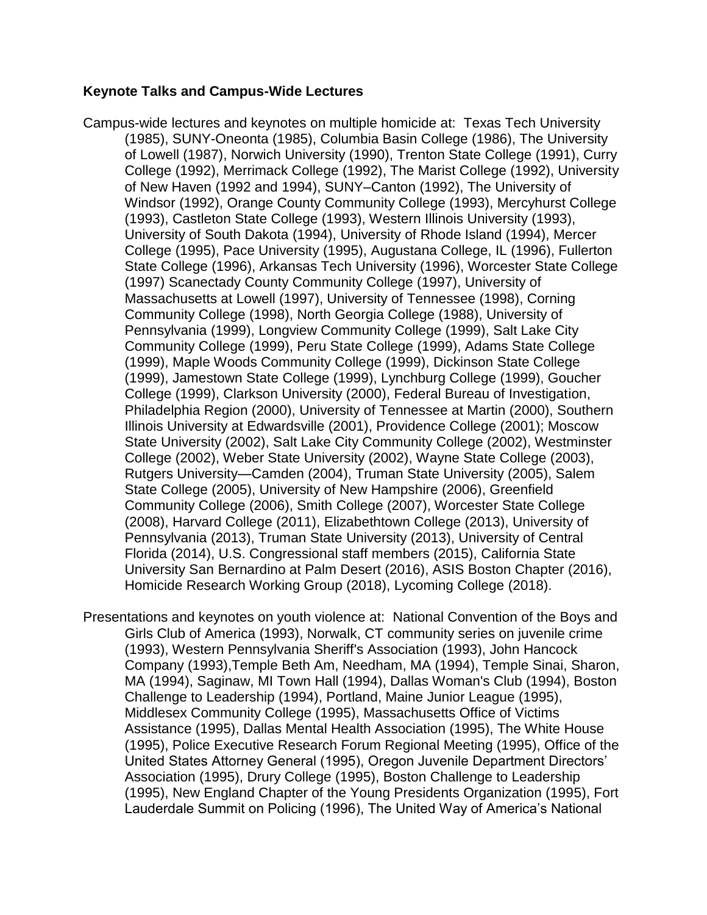**Keynote Talks and Campus-Wide Lectures**

Campus-wide lectures and keynotes on multiple homicide at: Texas Tech University (1985), SUNY-Oneonta (1985), Columbia Basin College (1986), The University of Lowell (1987), Norwich University (1990), Trenton State College (1991), Curry College (1992), Merrimack College (1992), The Marist College (1992), University of New Haven (1992 and 1994), SUNY–Canton (1992), The University of Windsor (1992), Orange County Community College (1993), Mercyhurst College (1993), Castleton State College (1993), Western Illinois University (1993), University of South Dakota (1994), University of Rhode Island (1994), Mercer College (1995), Pace University (1995), Augustana College, IL (1996), Fullerton State College (1996), Arkansas Tech University (1996), Worcester State College (1997) Scanectady County Community College (1997), University of Massachusetts at Lowell (1997), University of Tennessee (1998), Corning Community College (1998), North Georgia College (1988), University of Pennsylvania (1999), Longview Community College (1999), Salt Lake City Community College (1999), Peru State College (1999), Adams State College (1999), Maple Woods Community College (1999), Dickinson State College (1999), Jamestown State College (1999), Lynchburg College (1999), Goucher College (1999), Clarkson University (2000), Federal Bureau of Investigation, Philadelphia Region (2000), University of Tennessee at Martin (2000), Southern Illinois University at Edwardsville (2001), Providence College (2001); Moscow State University (2002), Salt Lake City Community College (2002), Westminster College (2002), Weber State University (2002), Wayne State College (2003), Rutgers University—Camden (2004), Truman State University (2005), Salem State College (2005), University of New Hampshire (2006), Greenfield Community College (2006), Smith College (2007), Worcester State College (2008), Harvard College (2011), Elizabethtown College (2013), University of Pennsylvania (2013), Truman State University (2013), University of Central Florida (2014), U.S. Congressional staff members (2015), California State University San Bernardino at Palm Desert (2016), ASIS Boston Chapter (2016), Homicide Research Working Group (2018), Lycoming College (2018).

Presentations and keynotes on youth violence at: National Convention of the Boys and Girls Club of America (1993), Norwalk, CT community series on juvenile crime (1993), Western Pennsylvania Sheriff's Association (1993), John Hancock Company (1993),Temple Beth Am, Needham, MA (1994), Temple Sinai, Sharon, MA (1994), Saginaw, MI Town Hall (1994), Dallas Woman's Club (1994), Boston Challenge to Leadership (1994), Portland, Maine Junior League (1995), Middlesex Community College (1995), Massachusetts Office of Victims Assistance (1995), Dallas Mental Health Association (1995), The White House (1995), Police Executive Research Forum Regional Meeting (1995), Office of the United States Attorney General (1995), Oregon Juvenile Department Directors' Association (1995), Drury College (1995), Boston Challenge to Leadership (1995), New England Chapter of the Young Presidents Organization (1995), Fort Lauderdale Summit on Policing (1996), The United Way of America's National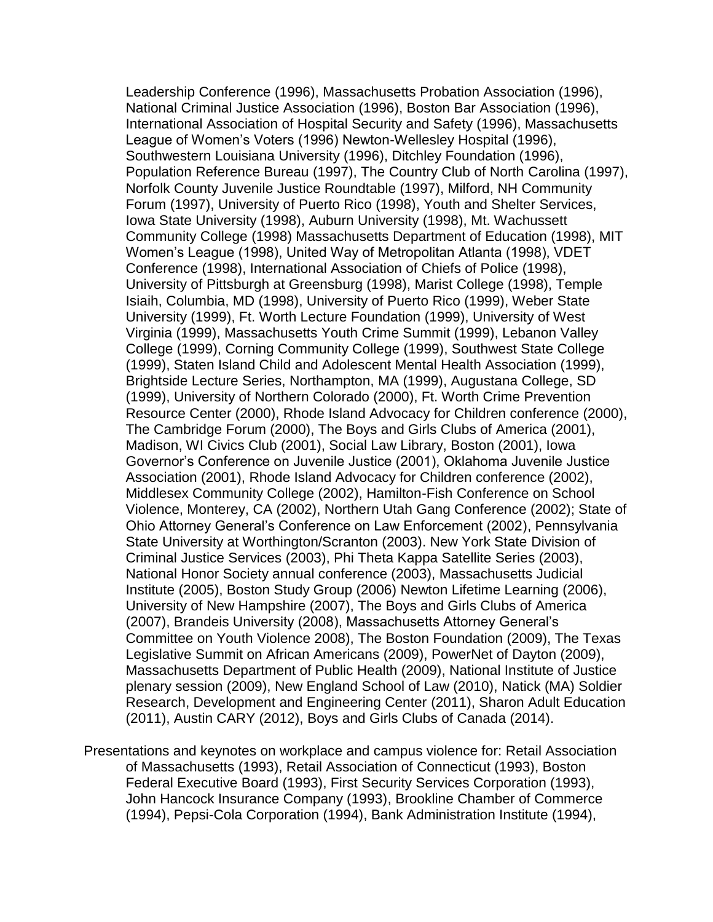Leadership Conference (1996), Massachusetts Probation Association (1996), National Criminal Justice Association (1996), Boston Bar Association (1996), International Association of Hospital Security and Safety (1996), Massachusetts League of Women's Voters (1996) Newton-Wellesley Hospital (1996), Southwestern Louisiana University (1996), Ditchley Foundation (1996), Population Reference Bureau (1997), The Country Club of North Carolina (1997), Norfolk County Juvenile Justice Roundtable (1997), Milford, NH Community Forum (1997), University of Puerto Rico (1998), Youth and Shelter Services, Iowa State University (1998), Auburn University (1998), Mt. Wachussett Community College (1998) Massachusetts Department of Education (1998), MIT Women's League (1998), United Way of Metropolitan Atlanta (1998), VDET Conference (1998), International Association of Chiefs of Police (1998), University of Pittsburgh at Greensburg (1998), Marist College (1998), Temple Isiaih, Columbia, MD (1998), University of Puerto Rico (1999), Weber State University (1999), Ft. Worth Lecture Foundation (1999), University of West Virginia (1999), Massachusetts Youth Crime Summit (1999), Lebanon Valley College (1999), Corning Community College (1999), Southwest State College (1999), Staten Island Child and Adolescent Mental Health Association (1999), Brightside Lecture Series, Northampton, MA (1999), Augustana College, SD (1999), University of Northern Colorado (2000), Ft. Worth Crime Prevention Resource Center (2000), Rhode Island Advocacy for Children conference (2000), The Cambridge Forum (2000), The Boys and Girls Clubs of America (2001), Madison, WI Civics Club (2001), Social Law Library, Boston (2001), Iowa Governor's Conference on Juvenile Justice (2001), Oklahoma Juvenile Justice Association (2001), Rhode Island Advocacy for Children conference (2002), Middlesex Community College (2002), Hamilton-Fish Conference on School Violence, Monterey, CA (2002), Northern Utah Gang Conference (2002); State of Ohio Attorney General's Conference on Law Enforcement (2002), Pennsylvania State University at Worthington/Scranton (2003). New York State Division of Criminal Justice Services (2003), Phi Theta Kappa Satellite Series (2003), National Honor Society annual conference (2003), Massachusetts Judicial Institute (2005), Boston Study Group (2006) Newton Lifetime Learning (2006), University of New Hampshire (2007), The Boys and Girls Clubs of America (2007), Brandeis University (2008), Massachusetts Attorney General's Committee on Youth Violence 2008), The Boston Foundation (2009), The Texas Legislative Summit on African Americans (2009), PowerNet of Dayton (2009), Massachusetts Department of Public Health (2009), National Institute of Justice plenary session (2009), New England School of Law (2010), Natick (MA) Soldier Research, Development and Engineering Center (2011), Sharon Adult Education (2011), Austin CARY (2012), Boys and Girls Clubs of Canada (2014).

Presentations and keynotes on workplace and campus violence for: Retail Association of Massachusetts (1993), Retail Association of Connecticut (1993), Boston Federal Executive Board (1993), First Security Services Corporation (1993), John Hancock Insurance Company (1993), Brookline Chamber of Commerce (1994), Pepsi-Cola Corporation (1994), Bank Administration Institute (1994),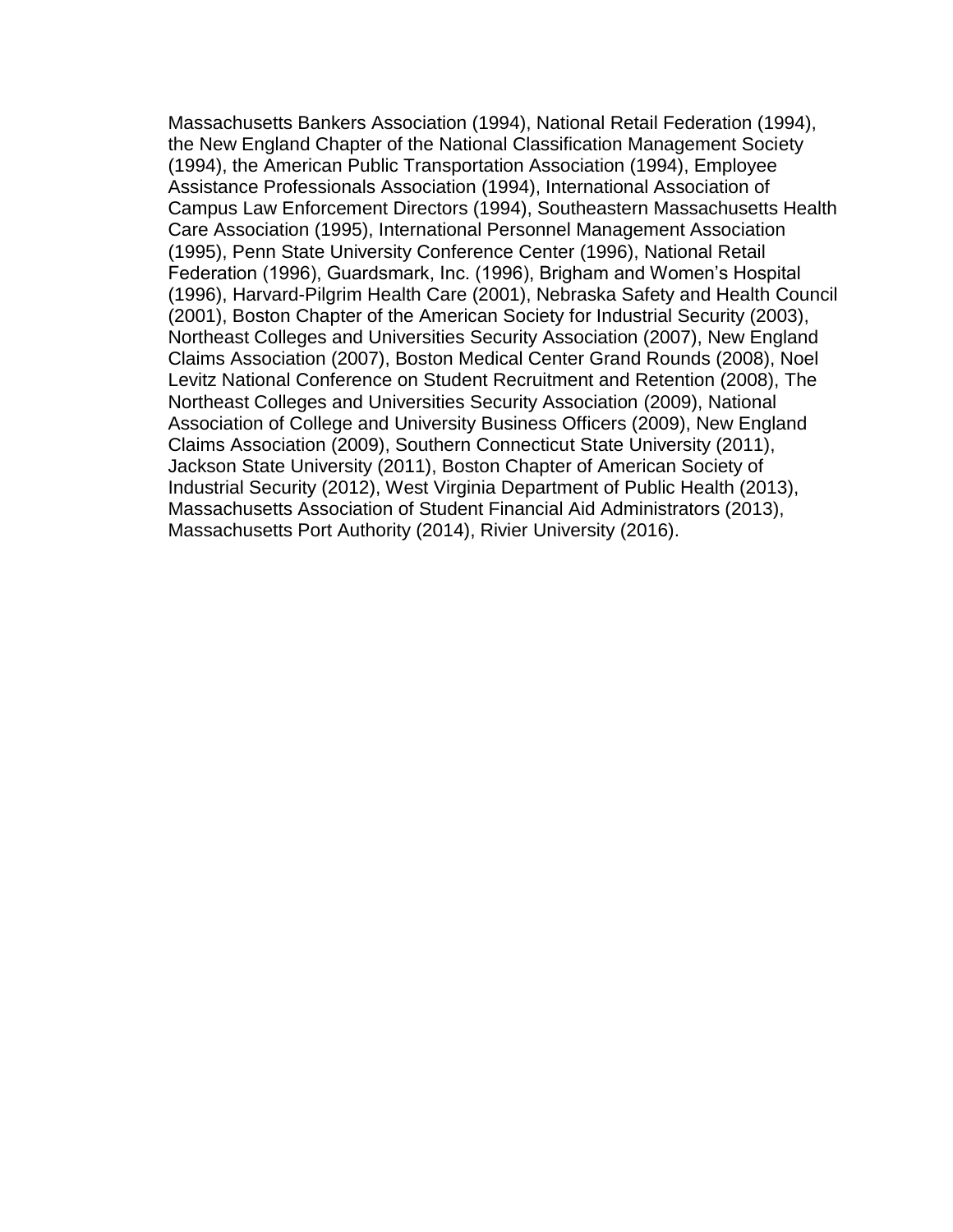Massachusetts Bankers Association (1994), National Retail Federation (1994), the New England Chapter of the National Classification Management Society (1994), the American Public Transportation Association (1994), Employee Assistance Professionals Association (1994), International Association of Campus Law Enforcement Directors (1994), Southeastern Massachusetts Health Care Association (1995), International Personnel Management Association (1995), Penn State University Conference Center (1996), National Retail Federation (1996), Guardsmark, Inc. (1996), Brigham and Women's Hospital (1996), Harvard-Pilgrim Health Care (2001), Nebraska Safety and Health Council (2001), Boston Chapter of the American Society for Industrial Security (2003), Northeast Colleges and Universities Security Association (2007), New England Claims Association (2007), Boston Medical Center Grand Rounds (2008), Noel Levitz National Conference on Student Recruitment and Retention (2008), The Northeast Colleges and Universities Security Association (2009), National Association of College and University Business Officers (2009), New England Claims Association (2009), Southern Connecticut State University (2011), Jackson State University (2011), Boston Chapter of American Society of Industrial Security (2012), West Virginia Department of Public Health (2013), Massachusetts Association of Student Financial Aid Administrators (2013), Massachusetts Port Authority (2014), Rivier University (2016).